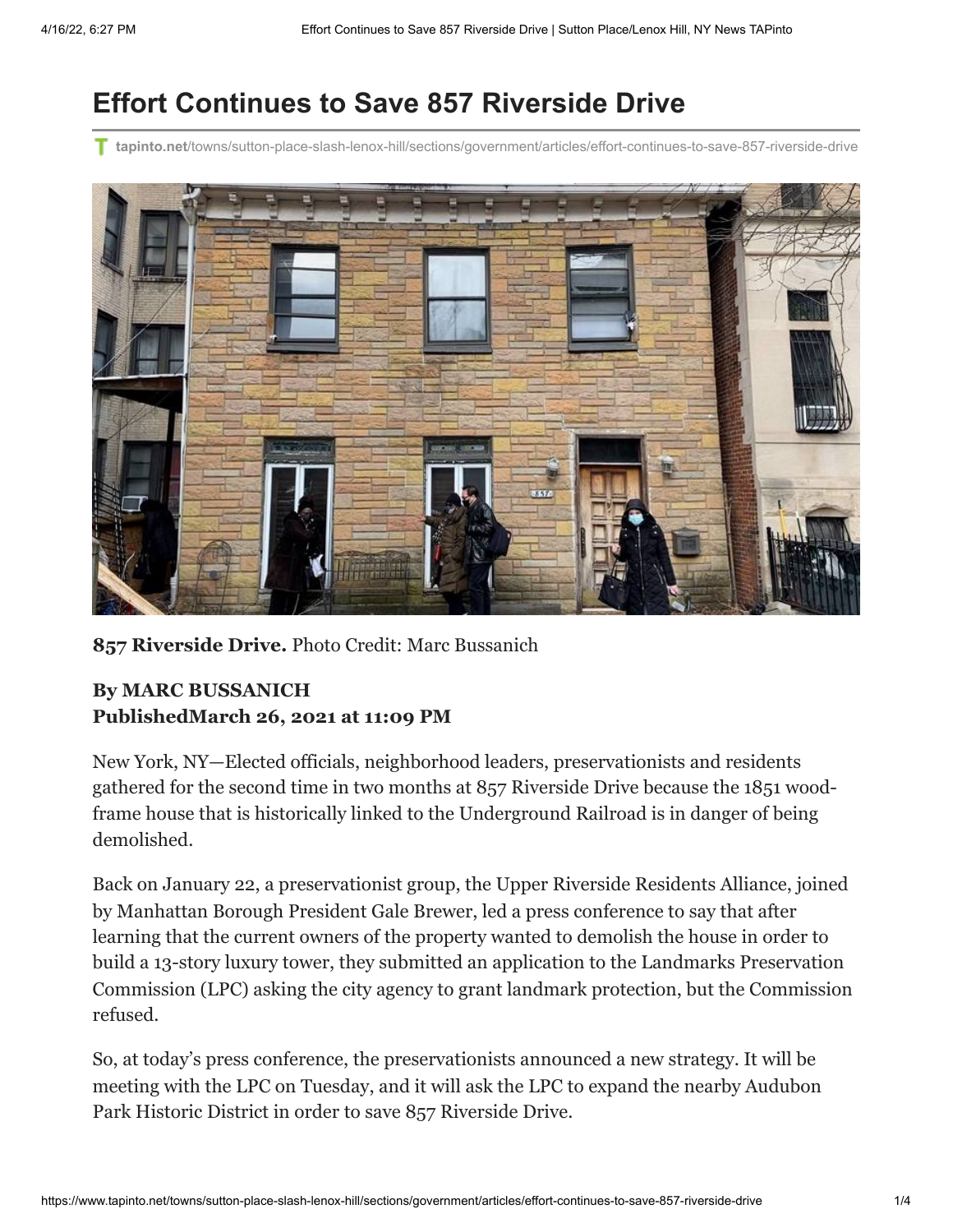# Effort Continues to Save 857 Riverside Drive

tapinto.net/towns/sutton-place-slash-lenox-hill/sections/government/articles/effort-continues-to-save-857-riverside-drive

**857 Riverside Drive.** Photo Credit: Marc Bussanich

**By MARC BUSSANICH**
**PublishedMarch 26, 2021 at 11:09 PM**

New York, NY—Elected officials, neighborhood leaders, preservationists and residents gathered for the second time in two months at 857 Riverside Drive because the 1851 wood-frame house that is historically linked to the Underground Railroad is in danger of being demolished.

Back on January 22, a preservationist group, the Upper Riverside Residents Alliance, joined by Manhattan Borough President Gale Brewer, led a press conference to say that after learning that the current owners of the property wanted to demolish the house in order to build a 13-story luxury tower, they submitted an application to the Landmarks Preservation Commission (LPC) asking the city agency to grant landmark protection, but the Commission refused.

So, at today's press conference, the preservationists announced a new strategy. It will be meeting with the LPC on Tuesday, and it will ask the LPC to expand the nearby Audubon Park Historic District in order to save 857 Riverside Drive.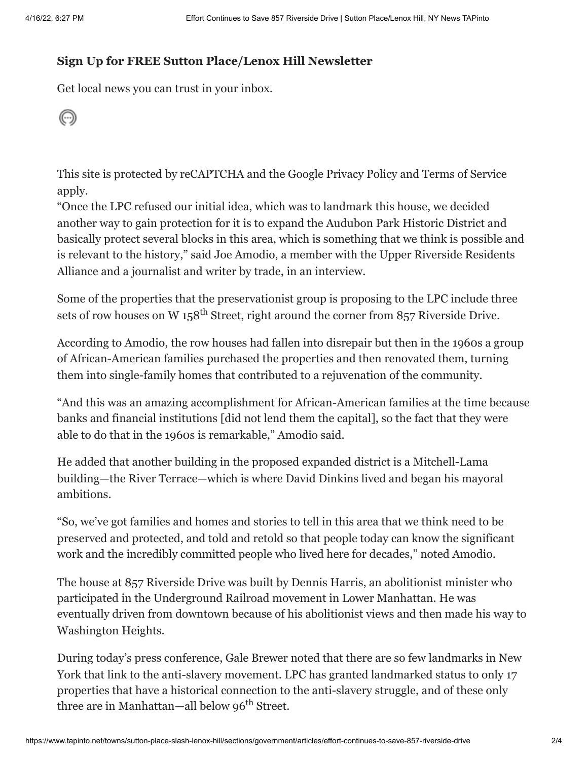**Sign Up for FREE Sutton Place/Lenox Hill Newsletter**

Get local news you can trust in your inbox.

This site is protected by reCAPTCHA and the Google Privacy Policy and Terms of Service apply.

"Once the LPC refused our initial idea, which was to landmark this house, we decided another way to gain protection for it is to expand the Audubon Park Historic District and basically protect several blocks in this area, which is something that we think is possible and is relevant to the history," said Joe Amodio, a member with the Upper Riverside Residents Alliance and a journalist and writer by trade, in an interview.

Some of the properties that the preservationist group is proposing to the LPC include three sets of row houses on W 158th Street, right around the corner from 857 Riverside Drive.

According to Amodio, the row houses had fallen into disrepair but then in the 1960s a group of African-American families purchased the properties and then renovated them, turning them into single-family homes that contributed to a rejuvenation of the community.

"And this was an amazing accomplishment for African-American families at the time because banks and financial institutions [did not lend them the capital], so the fact that they were able to do that in the 1960s is remarkable," Amodio said.

He added that another building in the proposed expanded district is a Mitchell-Lama building—the River Terrace—which is where David Dinkins lived and began his mayoral ambitions.

"So, we've got families and homes and stories to tell in this area that we think need to be preserved and protected, and told and retold so that people today can know the significant work and the incredibly committed people who lived here for decades," noted Amodio.

The house at 857 Riverside Drive was built by Dennis Harris, an abolitionist minister who participated in the Underground Railroad movement in Lower Manhattan. He was eventually driven from downtown because of his abolitionist views and then made his way to Washington Heights.

During today's press conference, Gale Brewer noted that there are so few landmarks in New York that link to the anti-slavery movement. LPC has granted landmarked status to only 17 properties that have a historical connection to the anti-slavery struggle, and of these only three are in Manhattan—all below 96th Street.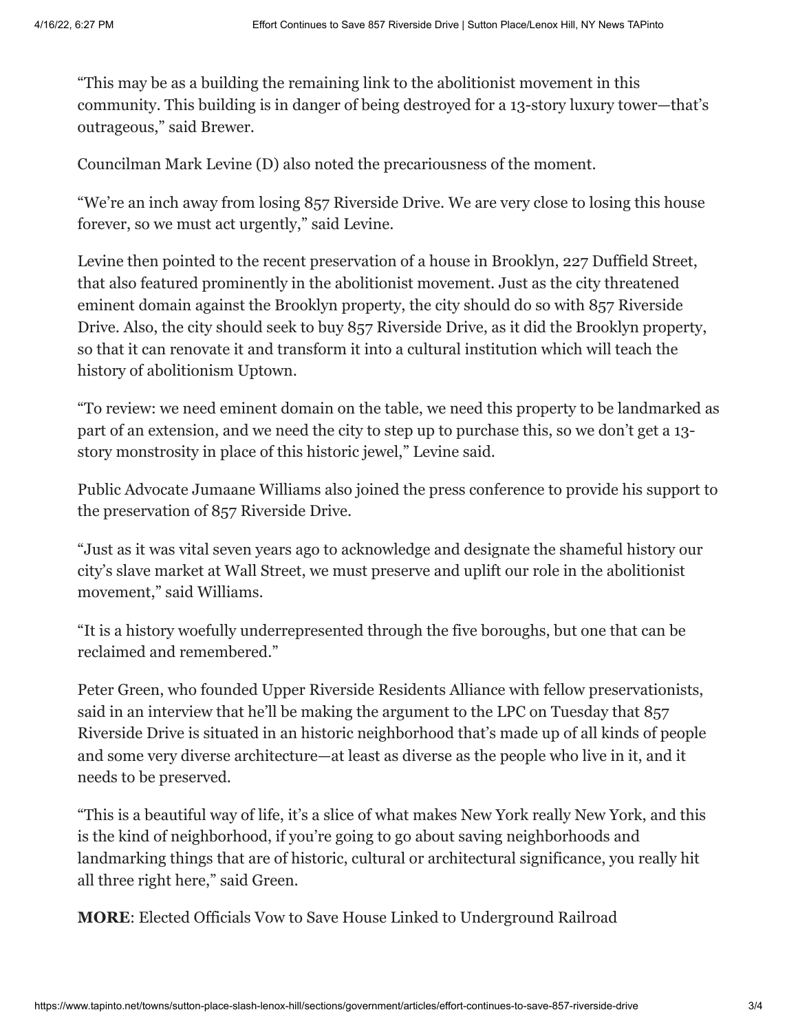"This may be as a building the remaining link to the abolitionist movement in this community. This building is in danger of being destroyed for a 13-story luxury tower—that's outrageous," said Brewer.

Councilman Mark Levine (D) also noted the precariousness of the moment.

"We're an inch away from losing 857 Riverside Drive. We are very close to losing this house forever, so we must act urgently," said Levine.

Levine then pointed to the recent preservation of a house in Brooklyn, 227 Duffield Street, that also featured prominently in the abolitionist movement. Just as the city threatened eminent domain against the Brooklyn property, the city should do so with 857 Riverside Drive. Also, the city should seek to buy 857 Riverside Drive, as it did the Brooklyn property, so that it can renovate it and transform it into a cultural institution which will teach the history of abolitionism Uptown.

"To review: we need eminent domain on the table, we need this property to be landmarked as part of an extension, and we need the city to step up to purchase this, so we don't get a 13-story monstrosity in place of this historic jewel," Levine said.

Public Advocate Jumaane Williams also joined the press conference to provide his support to the preservation of 857 Riverside Drive.

"Just as it was vital seven years ago to acknowledge and designate the shameful history our city's slave market at Wall Street, we must preserve and uplift our role in the abolitionist movement," said Williams.

"It is a history woefully underrepresented through the five boroughs, but one that can be reclaimed and remembered."

Peter Green, who founded Upper Riverside Residents Alliance with fellow preservationists, said in an interview that he'll be making the argument to the LPC on Tuesday that 857 Riverside Drive is situated in an historic neighborhood that's made up of all kinds of people and some very diverse architecture—at least as diverse as the people who live in it, and it needs to be preserved.

"This is a beautiful way of life, it's a slice of what makes New York really New York, and this is the kind of neighborhood, if you're going to go about saving neighborhoods and landmarking things that are of historic, cultural or architectural significance, you really hit all three right here," said Green.

**MORE**: Elected Officials Vow to Save House Linked to Underground Railroad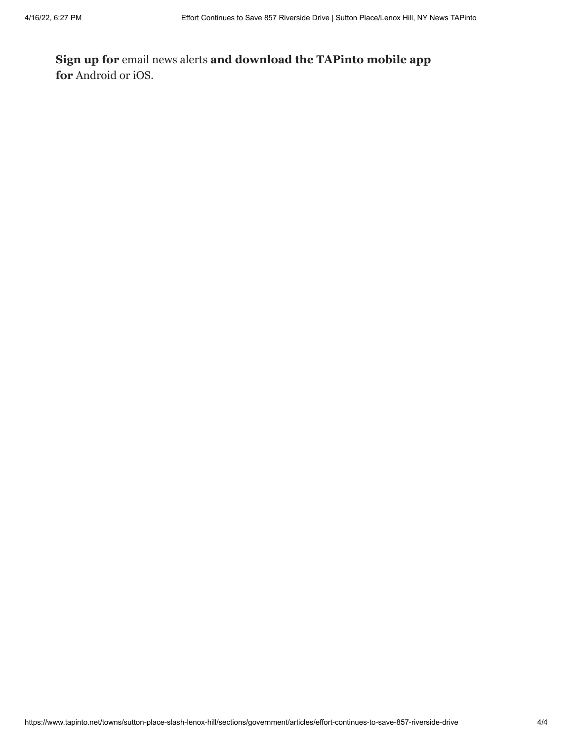**Sign up for** email news alerts **and download the TAPinto mobile app for** Android or iOS.